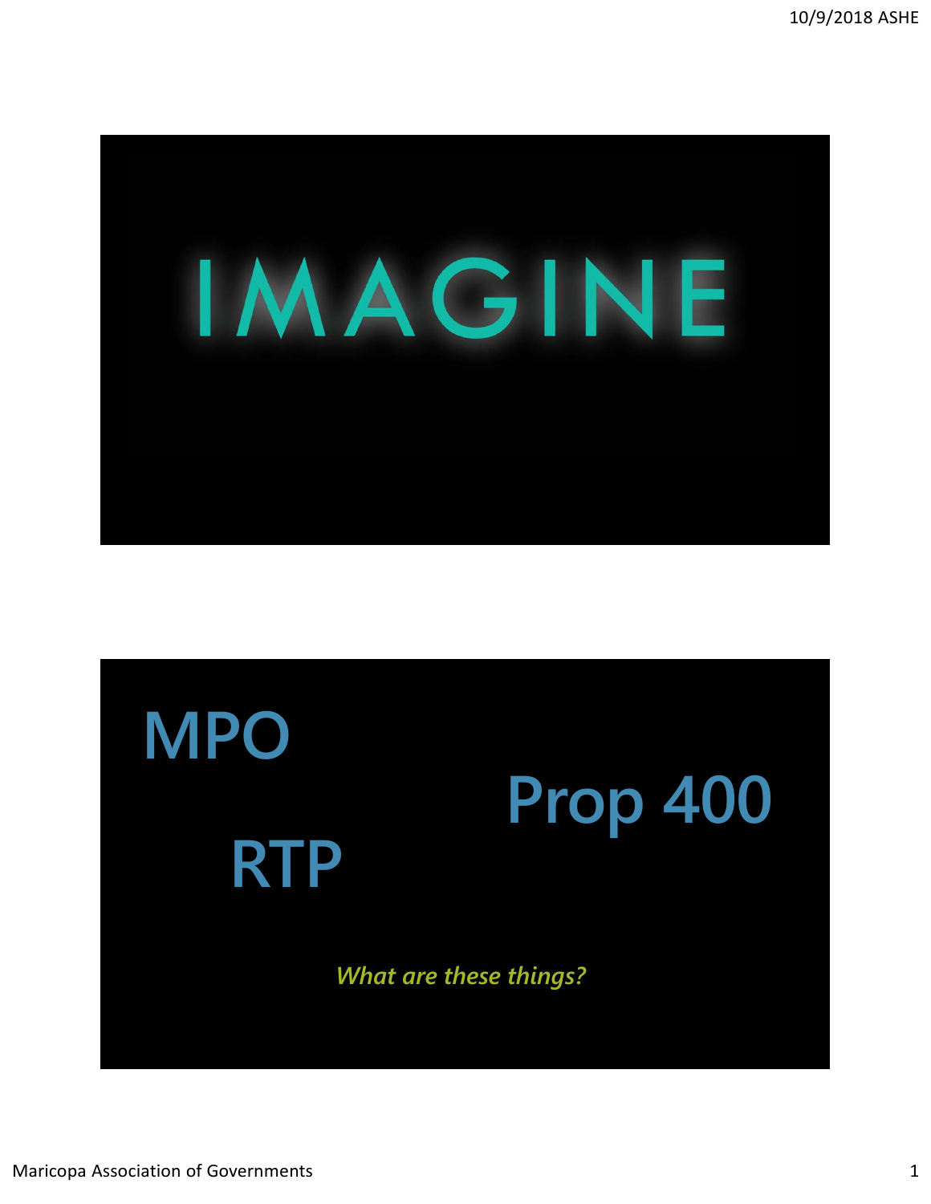IMAGINE

MPO

Prop 400

RTP

*What are these things?*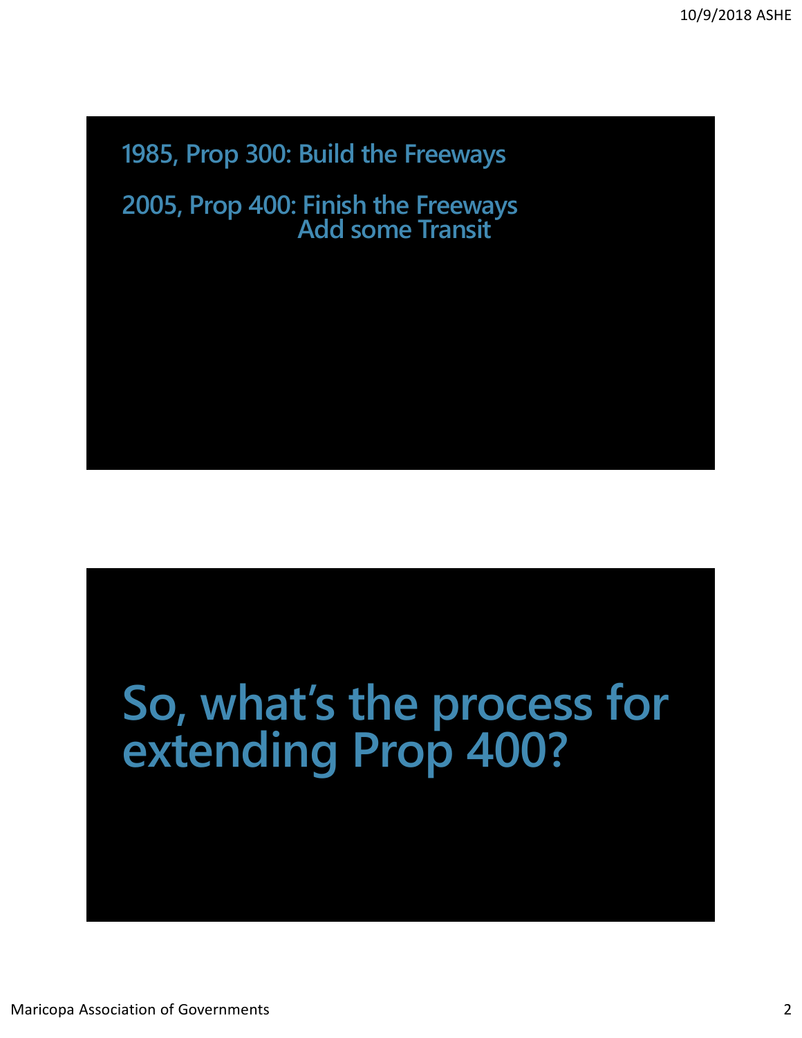1985, Prop 300: Build the Freeways

2005, Prop 400: Finish the Freeways
Add some Transit

# So, what's the process for extending Prop 400?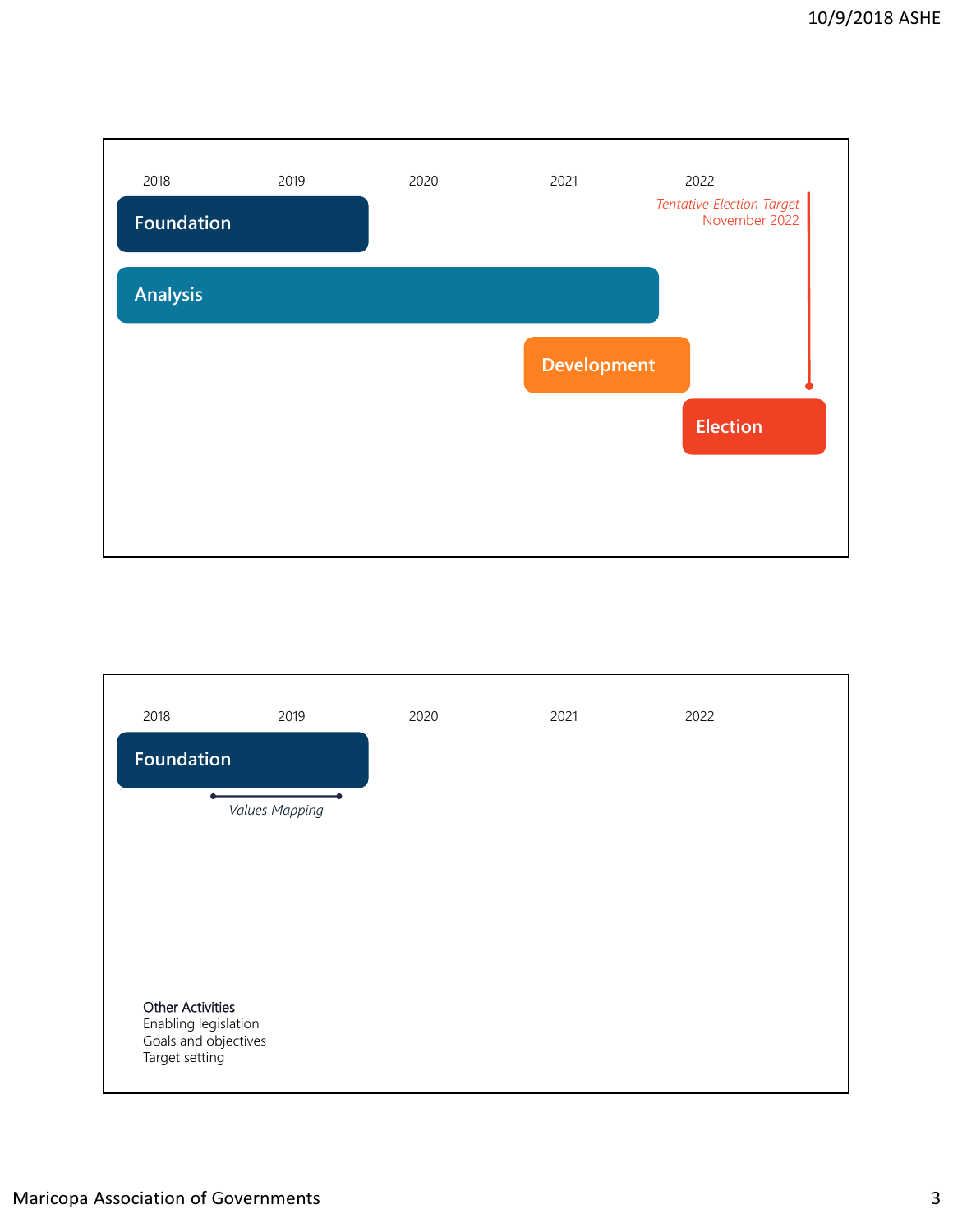2018 2019 2020 2021 2022

*Tentative Election Target*
November 2022

Foundation

Analysis

Development

Election

2018 2019 2020 2021 2022

Foundation

*Values Mapping*

Other Activities
Enabling legislation
Goals and objectives
Target setting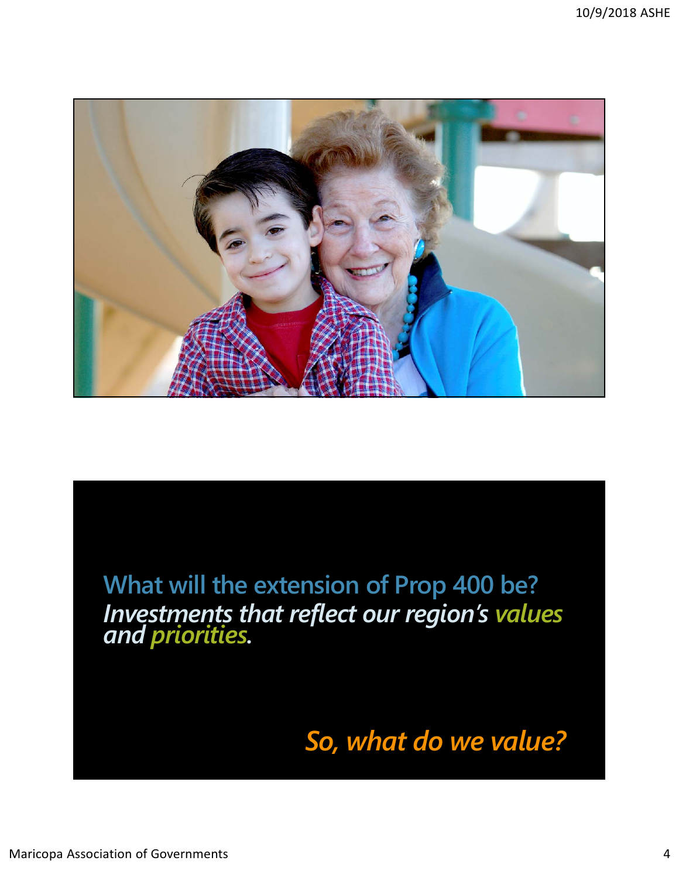What will the extension of Prop 400 be?

*Investments that reflect our region's values and priorities.*

*So, what do we value?*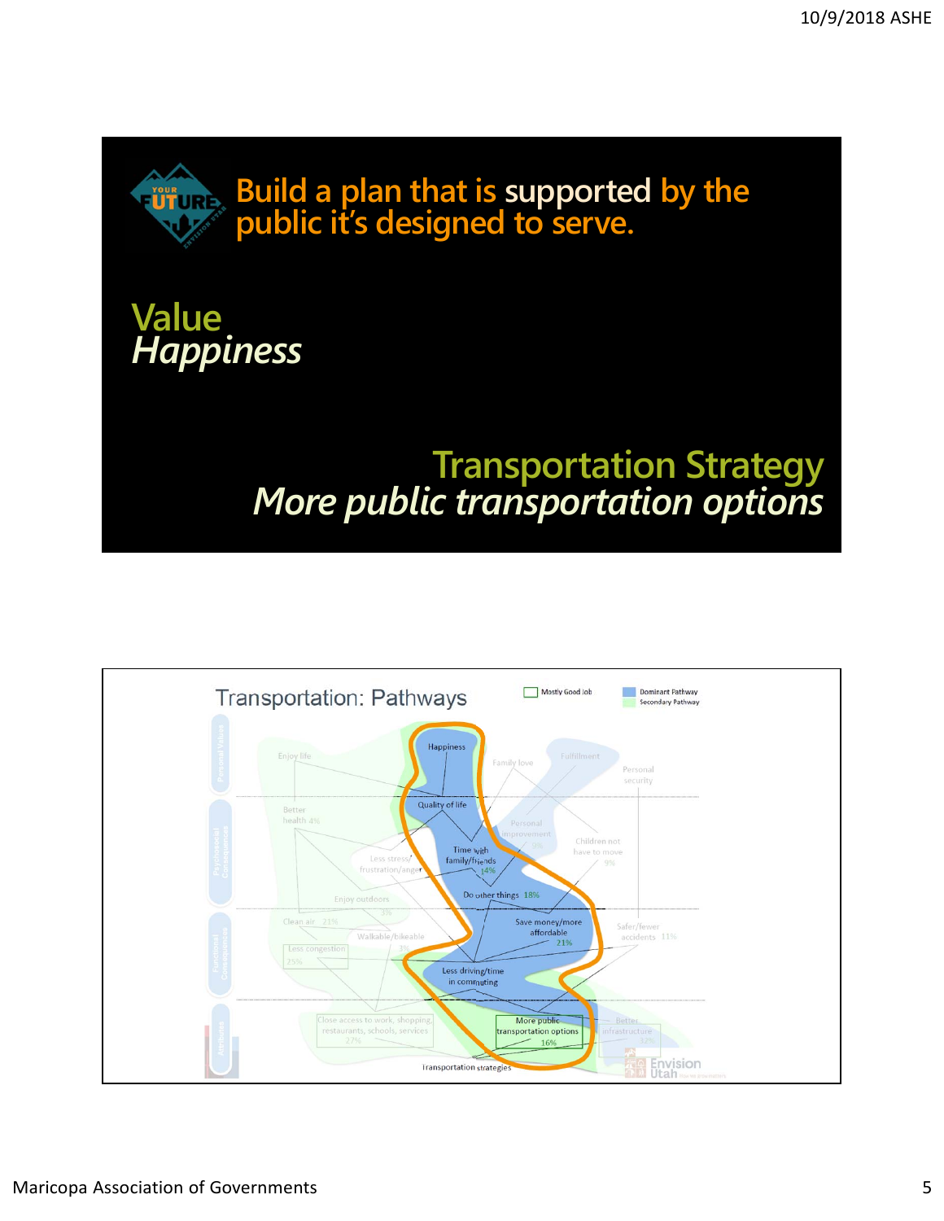## Build a plan that is supported by the public it's designed to serve.

**Value**
*Happiness*

**Transportation Strategy**
*More public transportation options*

## Transportation: Pathways

Mostly Good Job | Dominant Pathway | Secondary Pathway

- Happiness
- Quality of life
- Time with family/friends 14%
- Do other things 18%
- Save money/more affordable 21%
- Less driving/time in commuting
- More public transportation options 16%
- Transportation strategies

Enjoy life; Family love; Fulfillment; Personal security; Better health 4%; Personal improvement 9%; Children not have to move 9%; Less stress/frustration/anger; Enjoy outdoors 3%; Clean air 21%; Walkable/bikeable 3%; Less congestion 25%; Safer/fewer accidents 11%; Close access to work, shopping, restaurants, schools, services 27%; Better infrastructure 12%

Envision Utah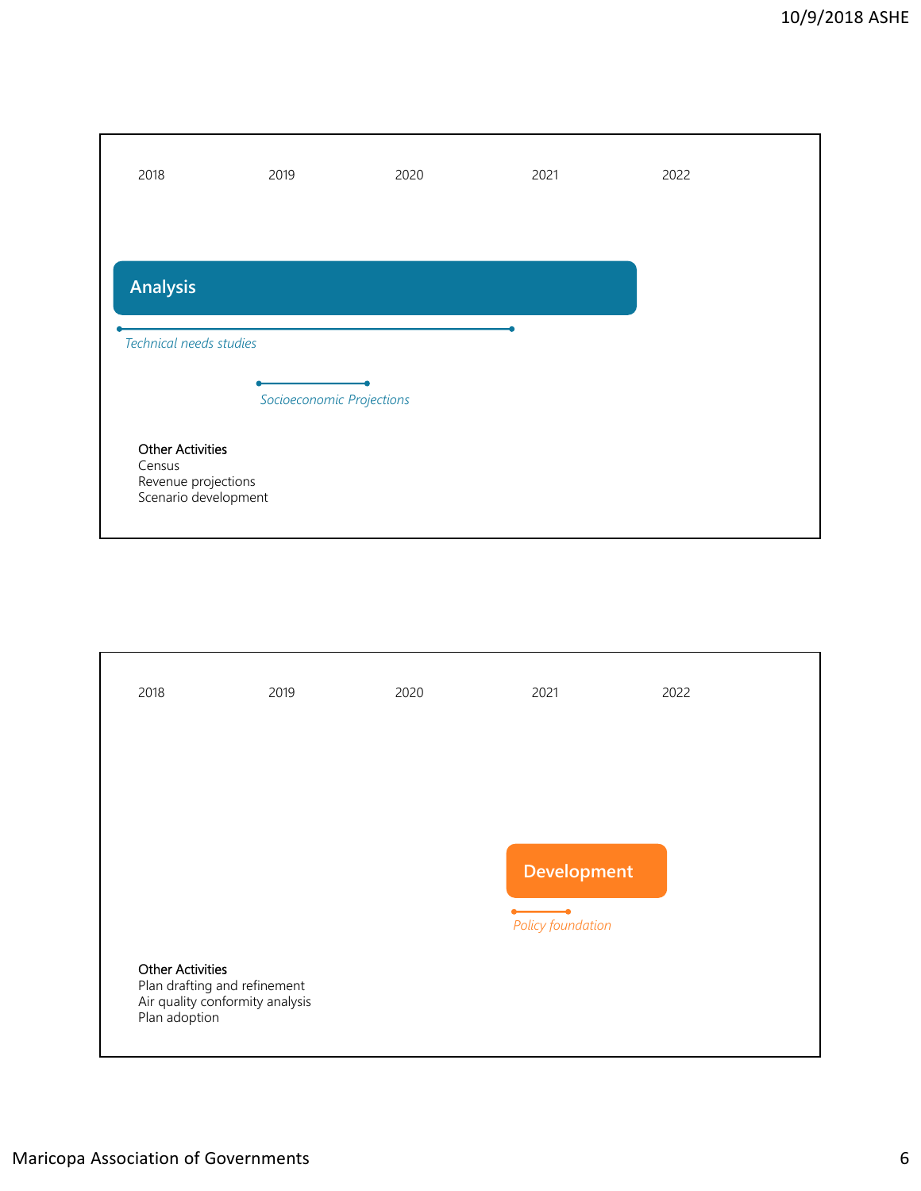2018 2019 2020 2021 2022

**Analysis**

*Technical needs studies*

*Socioeconomic Projections*

Other Activities
Census
Revenue projections
Scenario development

2018 2019 2020 2021 2022

**Development**

*Policy foundation*

Other Activities
Plan drafting and refinement
Air quality conformity analysis
Plan adoption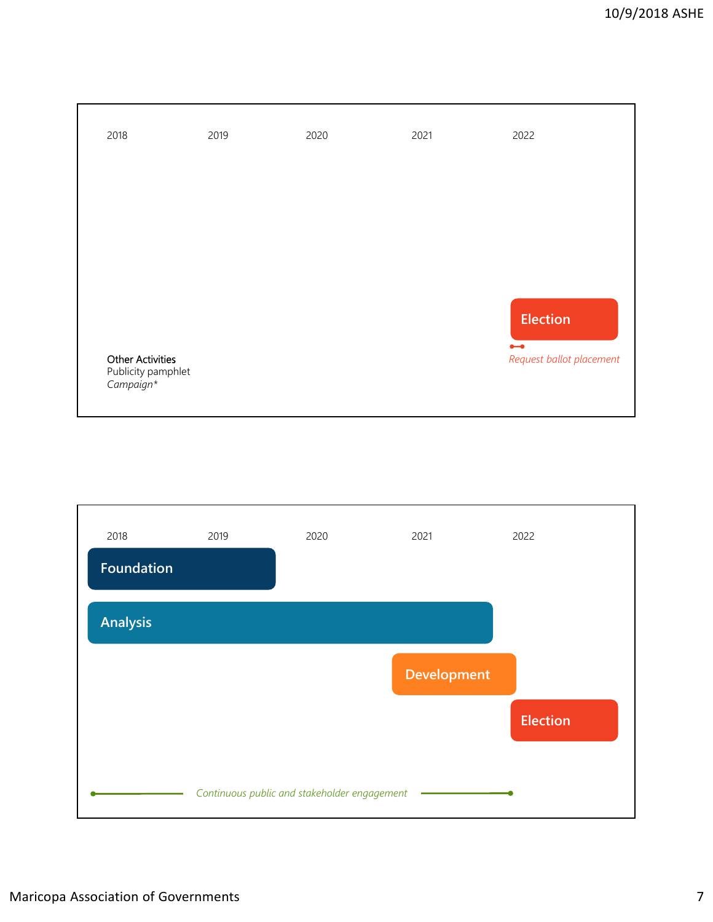2018 2019 2020 2021 2022

Election

*Request ballot placement*

Other Activities
Publicity pamphlet
*Campaign**

2018 2019 2020 2021 2022

Foundation

Analysis

Development

Election

*Continuous public and stakeholder engagement*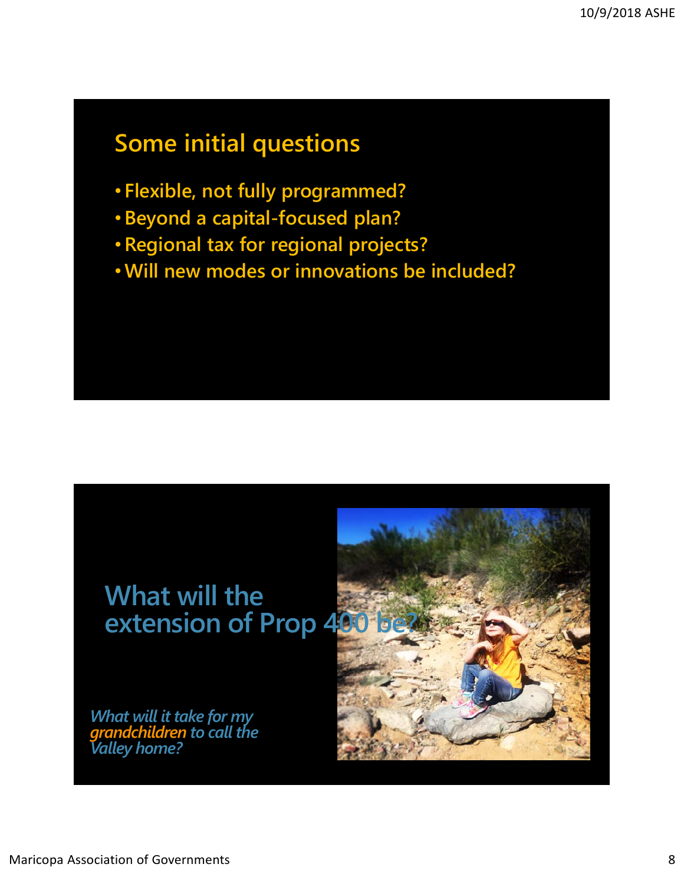## Some initial questions

- Flexible, not fully programmed?
- Beyond a capital-focused plan?
- Regional tax for regional projects?
- Will new modes or innovations be included?

## What will the extension of Prop 400 be?

*What will it take for my grandchildren to call the Valley home?*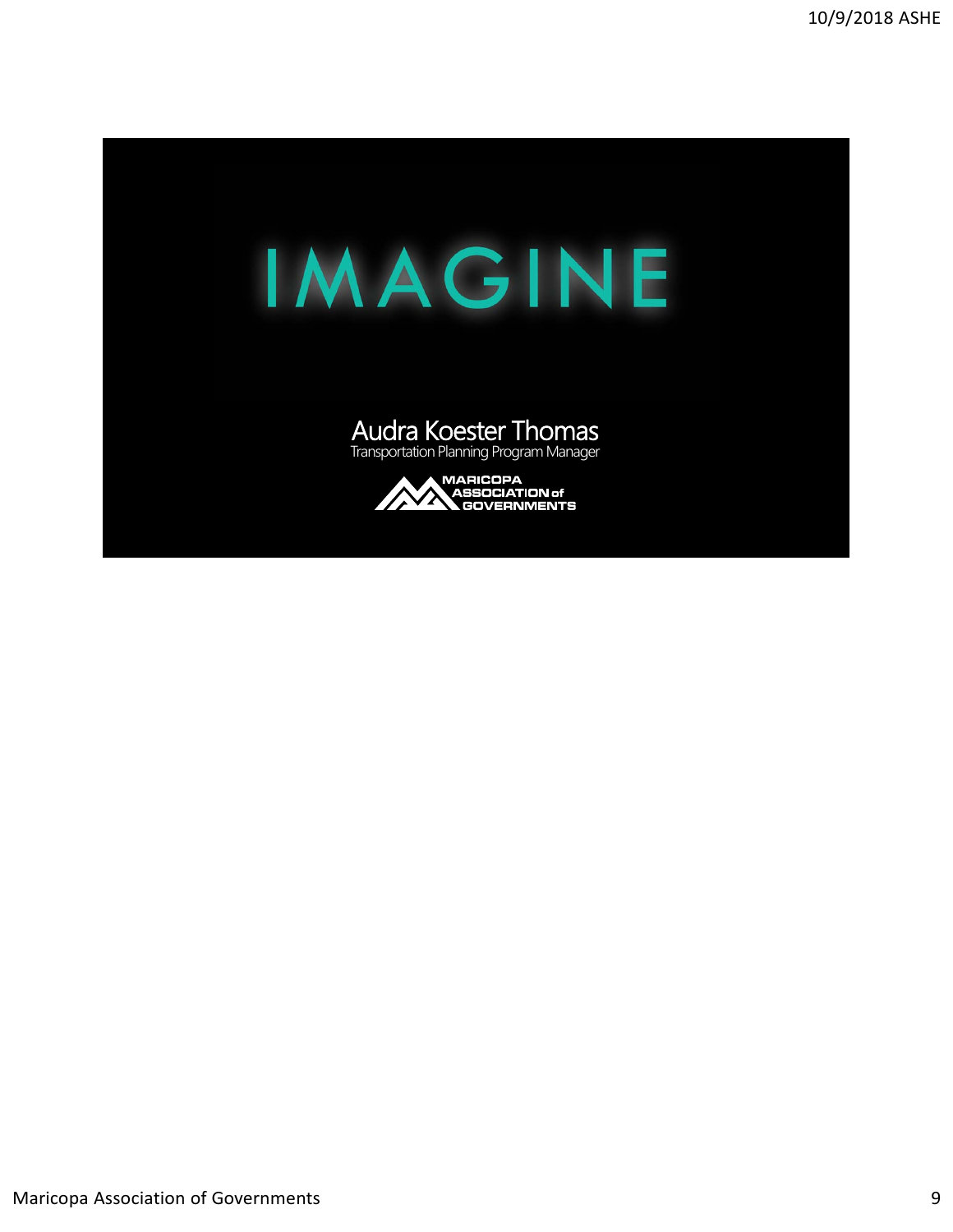# IMAGINE

Audra Koester Thomas
Transportation Planning Program Manager

MARICOPA ASSOCIATION of GOVERNMENTS